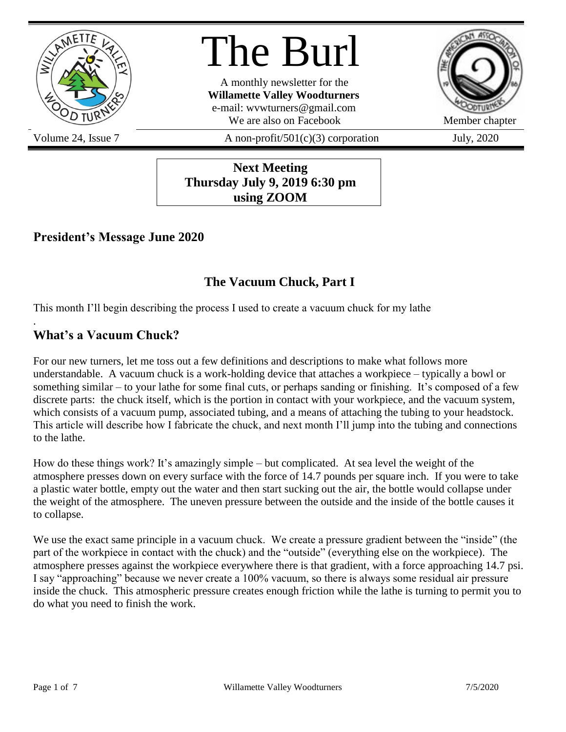# The Burl

A monthly newsletter for the
**Willamette Valley Woodturners**
e-mail: wvwturners@gmail.com
We are also on Facebook

Member chapter

Volume 24, Issue 7 | A non-profit/501(c)(3) corporation | July, 2020

**Next Meeting**
**Thursday July 9, 2019 6:30 pm**
**using ZOOM**

## President's Message June 2020

### The Vacuum Chuck, Part I

This month I'll begin describing the process I used to create a vacuum chuck for my lathe

.

### What's a Vacuum Chuck?

For our new turners, let me toss out a few definitions and descriptions to make what follows more understandable. A vacuum chuck is a work-holding device that attaches a workpiece – typically a bowl or something similar – to your lathe for some final cuts, or perhaps sanding or finishing. It's composed of a few discrete parts: the chuck itself, which is the portion in contact with your workpiece, and the vacuum system, which consists of a vacuum pump, associated tubing, and a means of attaching the tubing to your headstock. This article will describe how I fabricate the chuck, and next month I'll jump into the tubing and connections to the lathe.

How do these things work? It's amazingly simple – but complicated. At sea level the weight of the atmosphere presses down on every surface with the force of 14.7 pounds per square inch. If you were to take a plastic water bottle, empty out the water and then start sucking out the air, the bottle would collapse under the weight of the atmosphere. The uneven pressure between the outside and the inside of the bottle causes it to collapse.

We use the exact same principle in a vacuum chuck. We create a pressure gradient between the "inside" (the part of the workpiece in contact with the chuck) and the "outside" (everything else on the workpiece). The atmosphere presses against the workpiece everywhere there is that gradient, with a force approaching 14.7 psi. I say "approaching" because we never create a 100% vacuum, so there is always some residual air pressure inside the chuck. This atmospheric pressure creates enough friction while the lathe is turning to permit you to do what you need to finish the work.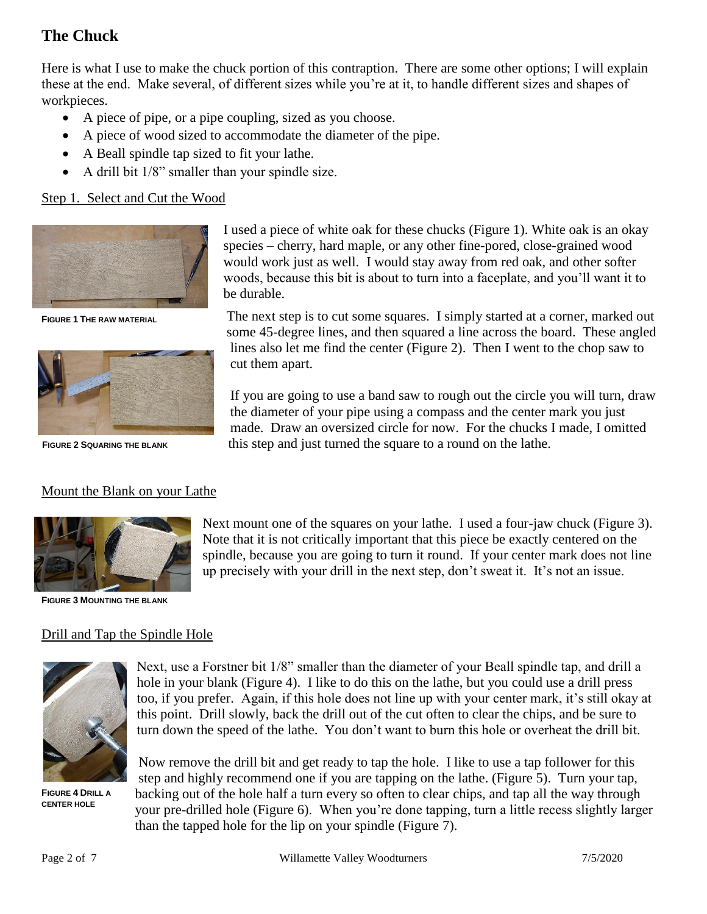## The Chuck

Here is what I use to make the chuck portion of this contraption. There are some other options; I will explain these at the end. Make several, of different sizes while you're at it, to handle different sizes and shapes of workpieces.

- A piece of pipe, or a pipe coupling, sized as you choose.
- A piece of wood sized to accommodate the diameter of the pipe.
- A Beall spindle tap sized to fit your lathe.
- A drill bit 1/8" smaller than your spindle size.

### Step 1. Select and Cut the Wood

**FIGURE 1 THE RAW MATERIAL**

**FIGURE 2 SQUARING THE BLANK**

I used a piece of white oak for these chucks (Figure 1). White oak is an okay species – cherry, hard maple, or any other fine-pored, close-grained wood would work just as well. I would stay away from red oak, and other softer woods, because this bit is about to turn into a faceplate, and you'll want it to be durable.

The next step is to cut some squares. I simply started at a corner, marked out some 45-degree lines, and then squared a line across the board. These angled lines also let me find the center (Figure 2). Then I went to the chop saw to cut them apart.

If you are going to use a band saw to rough out the circle you will turn, draw the diameter of your pipe using a compass and the center mark you just made. Draw an oversized circle for now. For the chucks I made, I omitted this step and just turned the square to a round on the lathe.

### Mount the Blank on your Lathe

**FIGURE 3 MOUNTING THE BLANK**

Next mount one of the squares on your lathe. I used a four-jaw chuck (Figure 3). Note that it is not critically important that this piece be exactly centered on the spindle, because you are going to turn it round. If your center mark does not line up precisely with your drill in the next step, don't sweat it. It's not an issue.

### Drill and Tap the Spindle Hole

**FIGURE 4 DRILL A CENTER HOLE**

Next, use a Forstner bit 1/8" smaller than the diameter of your Beall spindle tap, and drill a hole in your blank (Figure 4). I like to do this on the lathe, but you could use a drill press too, if you prefer. Again, if this hole does not line up with your center mark, it's still okay at this point. Drill slowly, back the drill out of the cut often to clear the chips, and be sure to turn down the speed of the lathe. You don't want to burn this hole or overheat the drill bit.

Now remove the drill bit and get ready to tap the hole. I like to use a tap follower for this step and highly recommend one if you are tapping on the lathe. (Figure 5). Turn your tap, backing out of the hole half a turn every so often to clear chips, and tap all the way through your pre-drilled hole (Figure 6). When you're done tapping, turn a little recess slightly larger than the tapped hole for the lip on your spindle (Figure 7).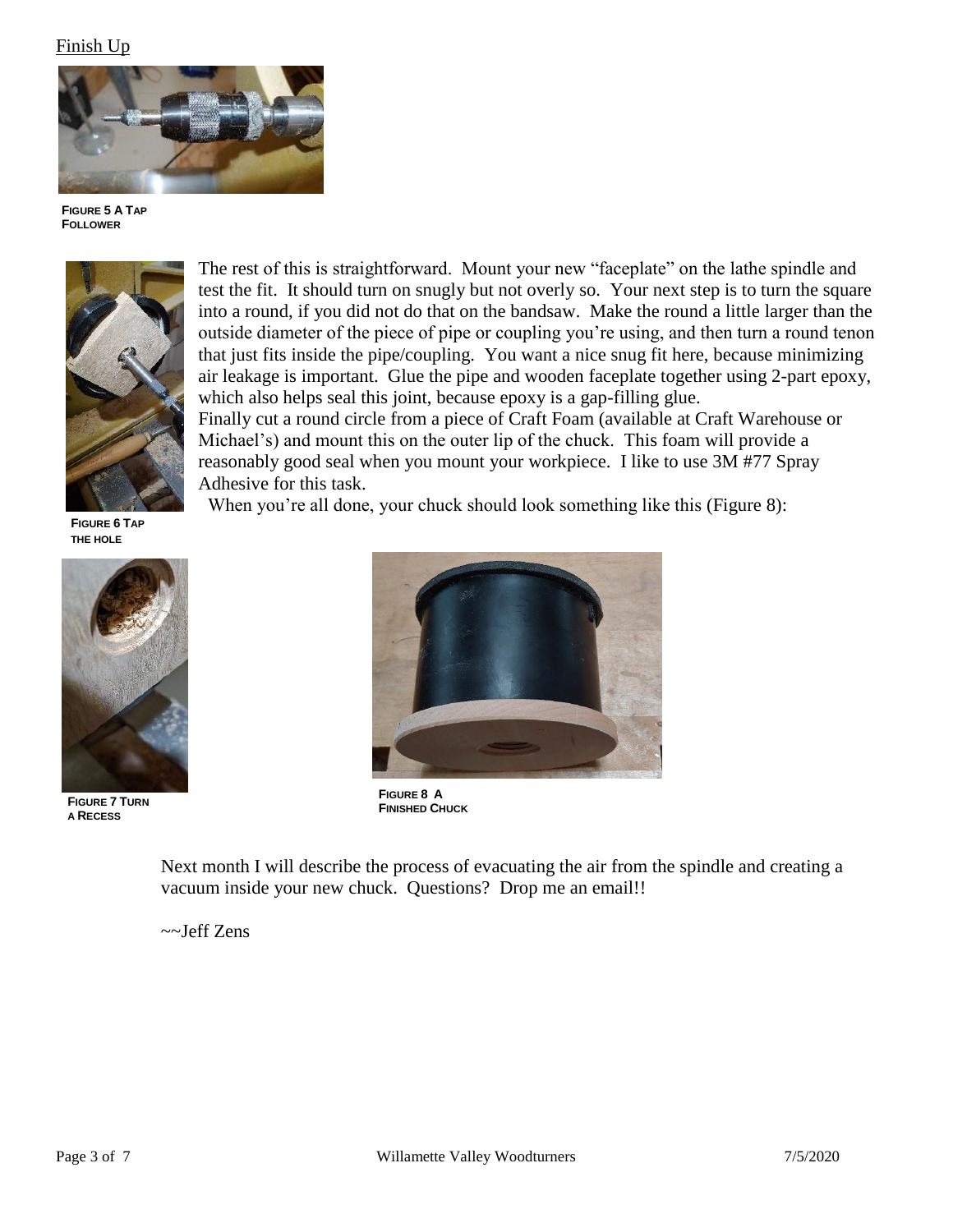Finish Up

FIGURE 5 A TAP FOLLOWER

The rest of this is straightforward. Mount your new "faceplate" on the lathe spindle and test the fit. It should turn on snugly but not overly so. Your next step is to turn the square into a round, if you did not do that on the bandsaw. Make the round a little larger than the outside diameter of the piece of pipe or coupling you're using, and then turn a round tenon that just fits inside the pipe/coupling. You want a nice snug fit here, because minimizing air leakage is important. Glue the pipe and wooden faceplate together using 2-part epoxy, which also helps seal this joint, because epoxy is a gap-filling glue.

Finally cut a round circle from a piece of Craft Foam (available at Craft Warehouse or Michael's) and mount this on the outer lip of the chuck. This foam will provide a reasonably good seal when you mount your workpiece. I like to use 3M #77 Spray Adhesive for this task.

When you're all done, your chuck should look something like this (Figure 8):

FIGURE 6 TAP THE HOLE

FIGURE 7 TURN A RECESS

FIGURE 8 A FINISHED CHUCK

Next month I will describe the process of evacuating the air from the spindle and creating a vacuum inside your new chuck. Questions? Drop me an email!!

~~Jeff Zens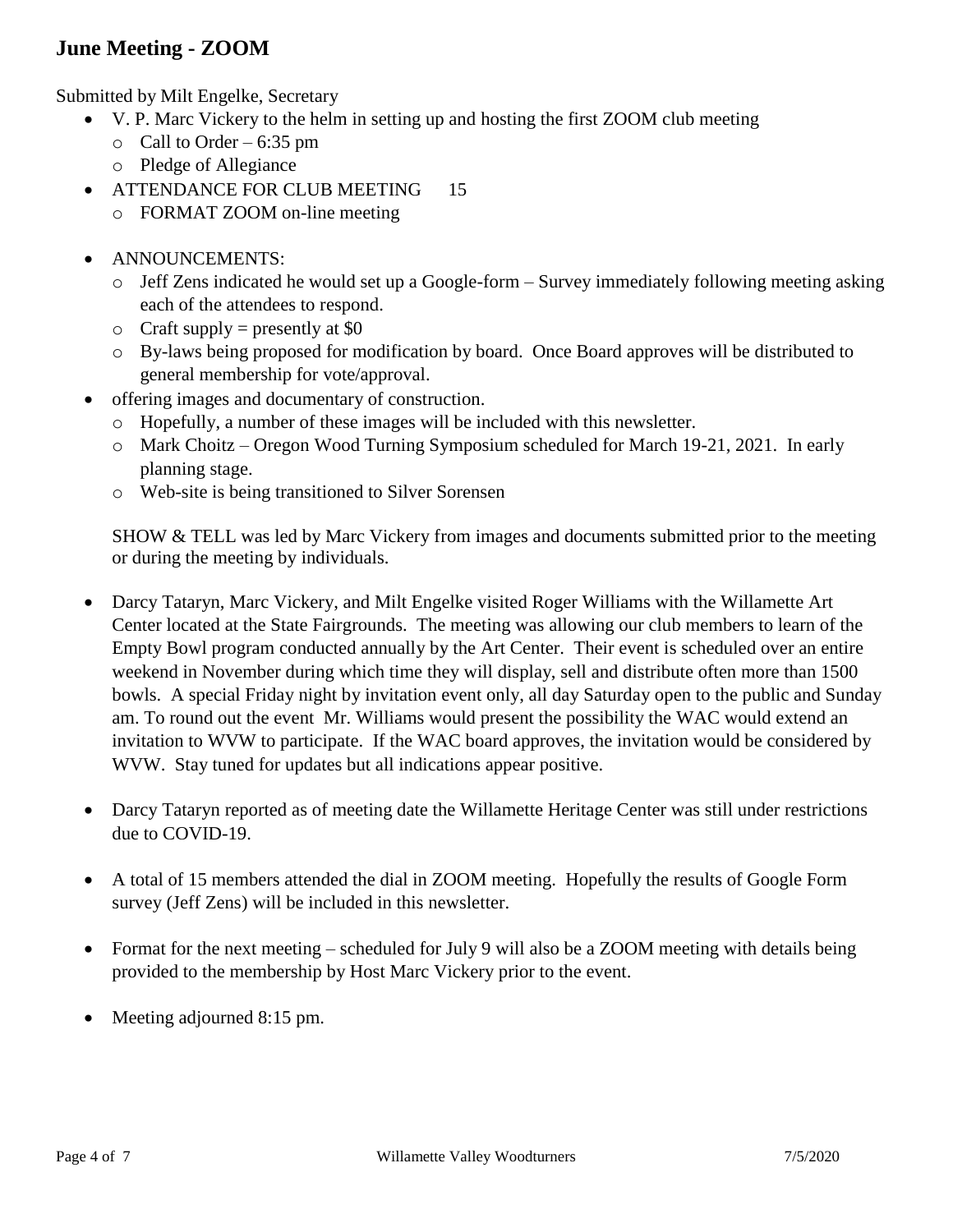## June Meeting - ZOOM

Submitted by Milt Engelke, Secretary

- V. P. Marc Vickery to the helm in setting up and hosting the first ZOOM club meeting
  - Call to Order – 6:35 pm
  - Pledge of Allegiance
- ATTENDANCE FOR CLUB MEETING 15
  - FORMAT ZOOM on-line meeting
- ANNOUNCEMENTS:
  - Jeff Zens indicated he would set up a Google-form – Survey immediately following meeting asking each of the attendees to respond.
  - Craft supply = presently at $0
  - By-laws being proposed for modification by board. Once Board approves will be distributed to general membership for vote/approval.
- offering images and documentary of construction.
  - Hopefully, a number of these images will be included with this newsletter.
  - Mark Choitz – Oregon Wood Turning Symposium scheduled for March 19-21, 2021. In early planning stage.
  - Web-site is being transitioned to Silver Sorensen

SHOW & TELL was led by Marc Vickery from images and documents submitted prior to the meeting or during the meeting by individuals.

- Darcy Tataryn, Marc Vickery, and Milt Engelke visited Roger Williams with the Willamette Art Center located at the State Fairgrounds. The meeting was allowing our club members to learn of the Empty Bowl program conducted annually by the Art Center. Their event is scheduled over an entire weekend in November during which time they will display, sell and distribute often more than 1500 bowls. A special Friday night by invitation event only, all day Saturday open to the public and Sunday am. To round out the event Mr. Williams would present the possibility the WAC would extend an invitation to WVW to participate. If the WAC board approves, the invitation would be considered by WVW. Stay tuned for updates but all indications appear positive.

- Darcy Tataryn reported as of meeting date the Willamette Heritage Center was still under restrictions due to COVID-19.

- A total of 15 members attended the dial in ZOOM meeting. Hopefully the results of Google Form survey (Jeff Zens) will be included in this newsletter.

- Format for the next meeting – scheduled for July 9 will also be a ZOOM meeting with details being provided to the membership by Host Marc Vickery prior to the event.

- Meeting adjourned 8:15 pm.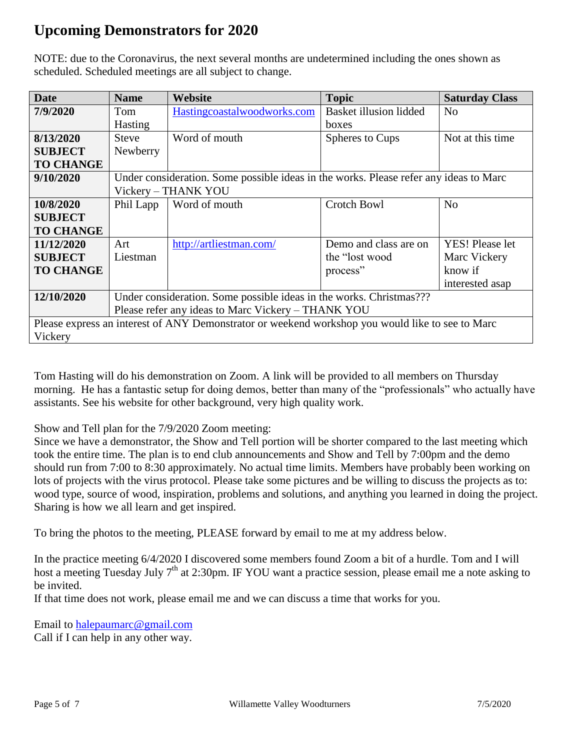# Upcoming Demonstrators for 2020

NOTE: due to the Coronavirus, the next several months are undetermined including the ones shown as scheduled. Scheduled meetings are all subject to change.

| Date | Name | Website | Topic | Saturday Class |
|---|---|---|---|---|
| **7/9/2020** | Tom Hasting | Hastingcoastalwoodworks.com | Basket illusion lidded boxes | No |
| **8/13/2020 SUBJECT TO CHANGE** | Steve Newberry | Word of mouth | Spheres to Cups | Not at this time |
| **9/10/2020** | Under consideration. Some possible ideas in the works. Please refer any ideas to Marc Vickery – THANK YOU | | | |
| **10/8/2020 SUBJECT TO CHANGE** | Phil Lapp | Word of mouth | Crotch Bowl | No |
| **11/12/2020 SUBJECT TO CHANGE** | Art Liestman | http://artliestman.com/ | Demo and class are on the "lost wood process" | YES! Please let Marc Vickery know if interested asap |
| **12/10/2020** | Under consideration. Some possible ideas in the works. Christmas??? Please refer any ideas to Marc Vickery – THANK YOU | | | |
| Please express an interest of ANY Demonstrator or weekend workshop you would like to see to Marc Vickery | | | | |

Tom Hasting will do his demonstration on Zoom. A link will be provided to all members on Thursday morning. He has a fantastic setup for doing demos, better than many of the "professionals" who actually have assistants. See his website for other background, very high quality work.

Show and Tell plan for the 7/9/2020 Zoom meeting:
Since we have a demonstrator, the Show and Tell portion will be shorter compared to the last meeting which took the entire time. The plan is to end club announcements and Show and Tell by 7:00pm and the demo should run from 7:00 to 8:30 approximately. No actual time limits. Members have probably been working on lots of projects with the virus protocol. Please take some pictures and be willing to discuss the projects as to: wood type, source of wood, inspiration, problems and solutions, and anything you learned in doing the project. Sharing is how we all learn and get inspired.

To bring the photos to the meeting, PLEASE forward by email to me at my address below.

In the practice meeting 6/4/2020 I discovered some members found Zoom a bit of a hurdle. Tom and I will host a meeting Tuesday July 7th at 2:30pm. IF YOU want a practice session, please email me a note asking to be invited.
If that time does not work, please email me and we can discuss a time that works for you.

Email to halepaumarc@gmail.com
Call if I can help in any other way.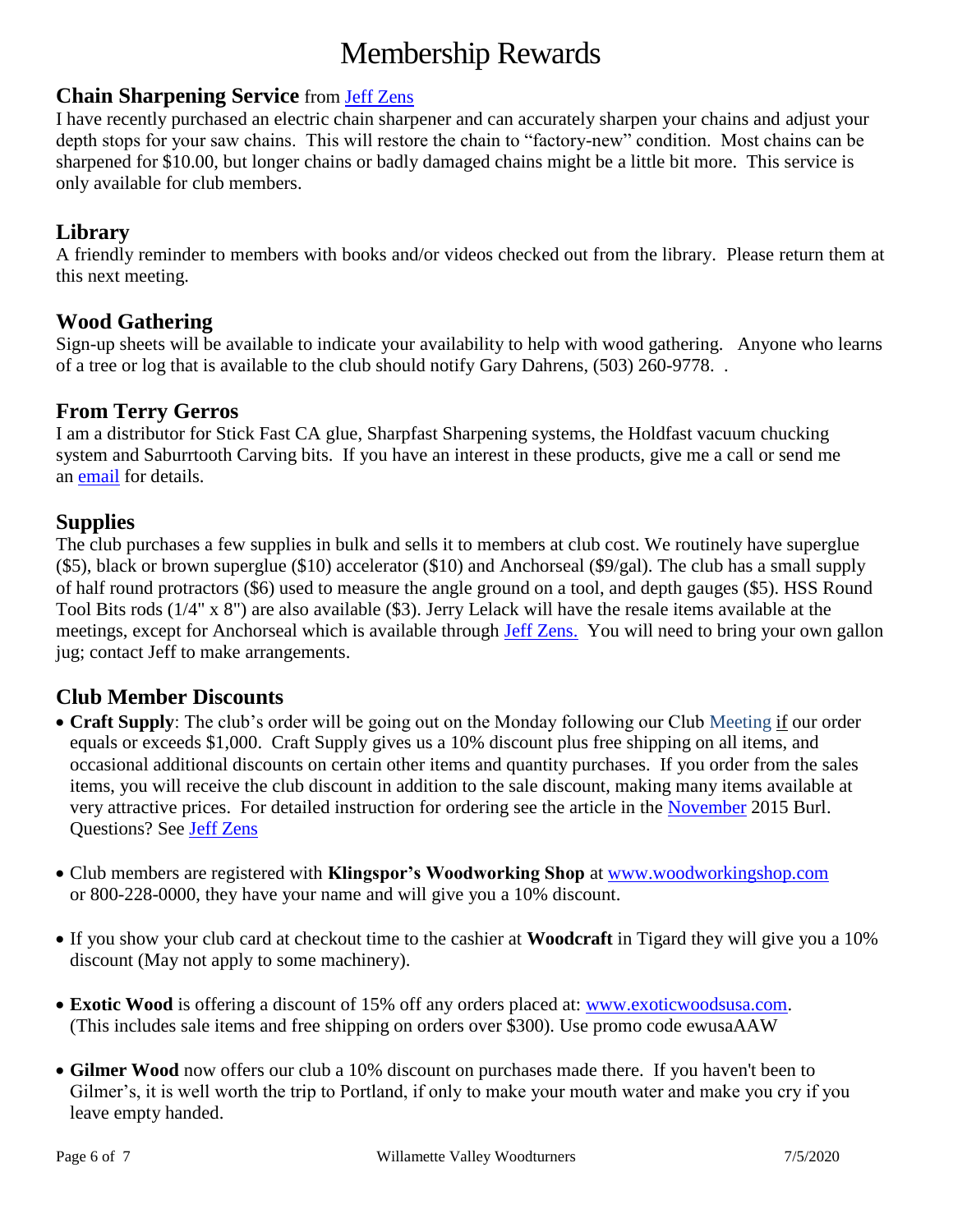# Membership Rewards

## Chain Sharpening Service from Jeff Zens

I have recently purchased an electric chain sharpener and can accurately sharpen your chains and adjust your depth stops for your saw chains. This will restore the chain to "factory-new" condition. Most chains can be sharpened for $10.00, but longer chains or badly damaged chains might be a little bit more. This service is only available for club members.

## Library

A friendly reminder to members with books and/or videos checked out from the library. Please return them at this next meeting.

## Wood Gathering

Sign-up sheets will be available to indicate your availability to help with wood gathering. Anyone who learns of a tree or log that is available to the club should notify Gary Dahrens, (503) 260-9778. .

## From Terry Gerros

I am a distributor for Stick Fast CA glue, Sharpfast Sharpening systems, the Holdfast vacuum chucking system and Saburrtooth Carving bits. If you have an interest in these products, give me a call or send me an email for details.

## Supplies

The club purchases a few supplies in bulk and sells it to members at club cost. We routinely have superglue ($5), black or brown superglue ($10) accelerator ($10) and Anchorseal ($9/gal). The club has a small supply of half round protractors ($6) used to measure the angle ground on a tool, and depth gauges ($5). HSS Round Tool Bits rods (1/4" x 8") are also available ($3). Jerry Lelack will have the resale items available at the meetings, except for Anchorseal which is available through Jeff Zens. You will need to bring your own gallon jug; contact Jeff to make arrangements.

## Club Member Discounts

- **Craft Supply**: The club's order will be going out on the Monday following our Club Meeting if our order equals or exceeds $1,000. Craft Supply gives us a 10% discount plus free shipping on all items, and occasional additional discounts on certain other items and quantity purchases. If you order from the sales items, you will receive the club discount in addition to the sale discount, making many items available at very attractive prices. For detailed instruction for ordering see the article in the November 2015 Burl. Questions? See Jeff Zens

- Club members are registered with **Klingspor's Woodworking Shop** at www.woodworkingshop.com or 800-228-0000, they have your name and will give you a 10% discount.

- If you show your club card at checkout time to the cashier at **Woodcraft** in Tigard they will give you a 10% discount (May not apply to some machinery).

- **Exotic Wood** is offering a discount of 15% off any orders placed at: www.exoticwoodsusa.com. (This includes sale items and free shipping on orders over $300). Use promo code ewusaAAW

- **Gilmer Wood** now offers our club a 10% discount on purchases made there. If you haven't been to Gilmer's, it is well worth the trip to Portland, if only to make your mouth water and make you cry if you leave empty handed.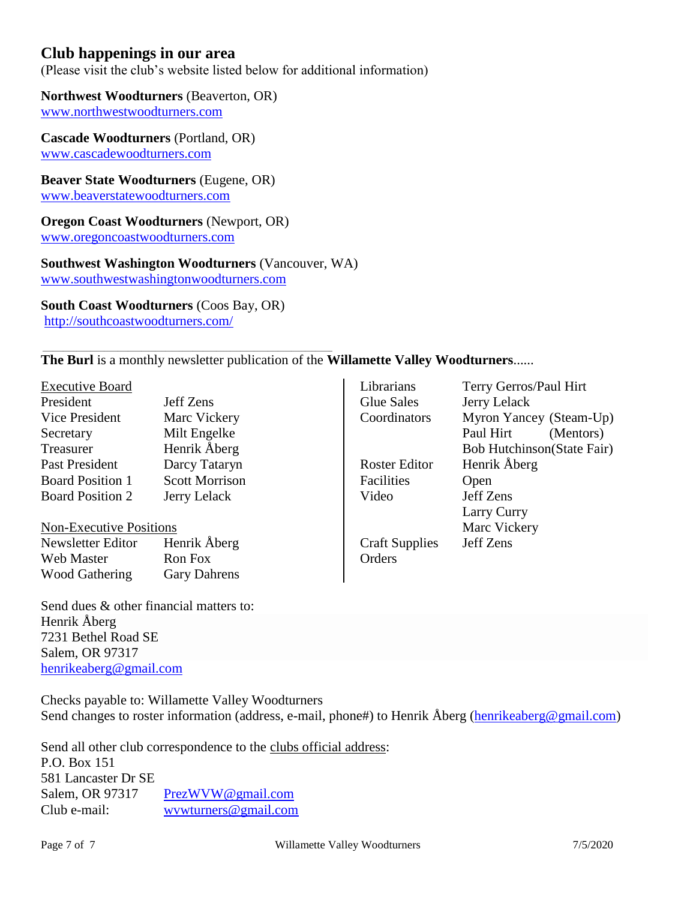## Club happenings in our area

(Please visit the club's website listed below for additional information)

**Northwest Woodturners** (Beaverton, OR)
www.northwestwoodturners.com

**Cascade Woodturners** (Portland, OR)
www.cascadewoodturners.com

**Beaver State Woodturners** (Eugene, OR)
www.beaverstatewoodturners.com

**Oregon Coast Woodturners** (Newport, OR)
www.oregoncoastwoodturners.com

**Southwest Washington Woodturners** (Vancouver, WA)
www.southwestwashingtonwoodturners.com

**South Coast Woodturners** (Coos Bay, OR)
http://southcoastwoodturners.com/

---

**The Burl** is a monthly newsletter publication of the **Willamette Valley Woodturners**......

<u>Executive Board</u>

| | |
|---|---|
| President | Jeff Zens |
| Vice President | Marc Vickery |
| Secretary | Milt Engelke |
| Treasurer | Henrik Åberg |
| Past President | Darcy Tataryn |
| Board Position 1 | Scott Morrison |
| Board Position 2 | Jerry Lelack |

<u>Non-Executive Positions</u>

| | |
|---|---|
| Newsletter Editor | Henrik Åberg |
| Web Master | Ron Fox |
| Wood Gathering | Gary Dahrens |
| Librarians | Terry Gerros/Paul Hirt |
| Glue Sales | Jerry Lelack |
| Coordinators | Myron Yancey (Steam-Up) |
| | Paul Hirt (Mentors) |
| | Bob Hutchinson(State Fair) |
| Roster Editor | Henrik Åberg |
| Facilities | Open |
| Video | Jeff Zens |
| | Larry Curry |
| | Marc Vickery |
| Craft Supplies Orders | Jeff Zens |

Send dues & other financial matters to:
Henrik Åberg
7231 Bethel Road SE
Salem, OR 97317
henrikeaberg@gmail.com

Checks payable to: Willamette Valley Woodturners
Send changes to roster information (address, e-mail, phone#) to Henrik Åberg (henrikeaberg@gmail.com)

Send all other club correspondence to the <u>clubs official address</u>:
P.O. Box 151
581 Lancaster Dr SE
Salem, OR 97317 PrezWVW@gmail.com
Club e-mail: wvwturners@gmail.com